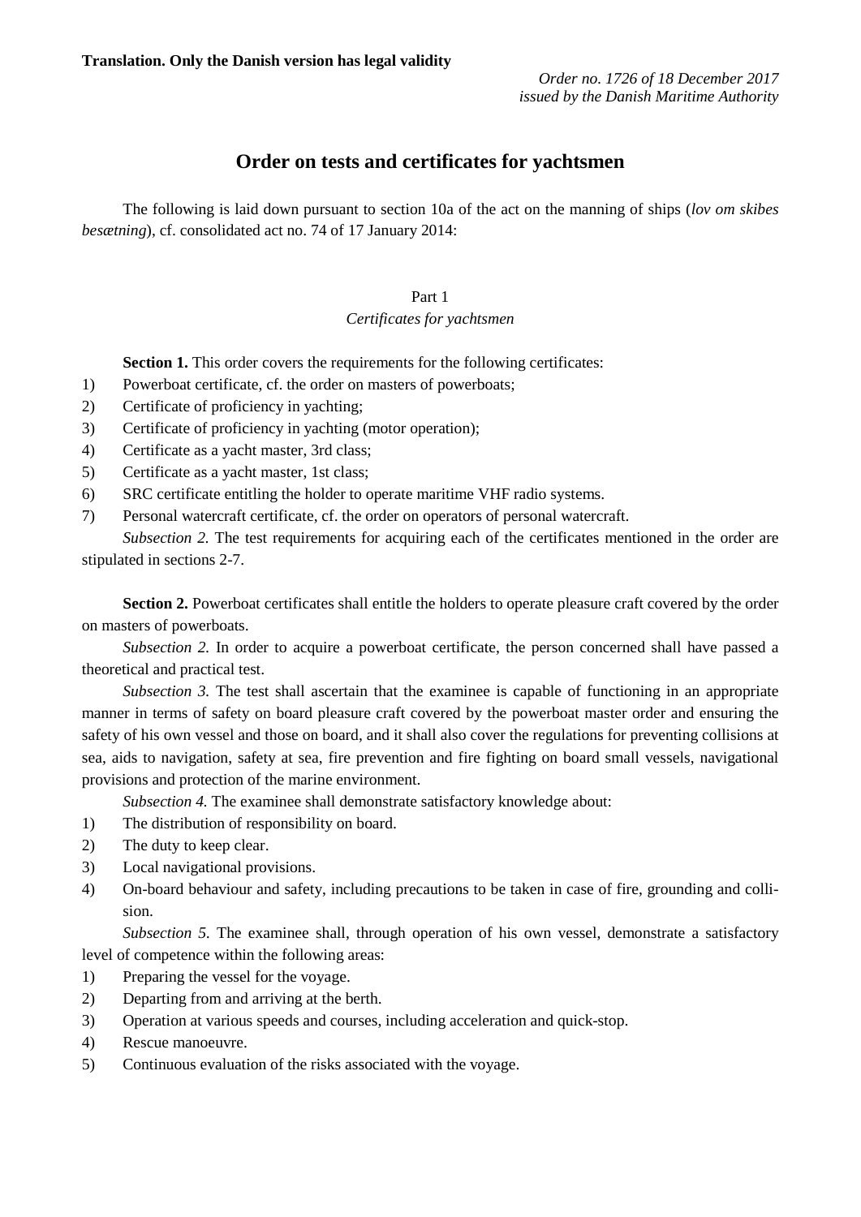**Translation. Only the Danish version has legal validity**

*Order no. 1726 of 18 December 2017*
*issued by the Danish Maritime Authority*

# Order on tests and certificates for yachtsmen

The following is laid down pursuant to section 10a of the act on the manning of ships (*lov om skibes besætning*), cf. consolidated act no. 74 of 17 January 2014:

## Part 1
### *Certificates for yachtsmen*

**Section 1.** This order covers the requirements for the following certificates:

1) Powerboat certificate, cf. the order on masters of powerboats;
2) Certificate of proficiency in yachting;
3) Certificate of proficiency in yachting (motor operation);
4) Certificate as a yacht master, 3rd class;
5) Certificate as a yacht master, 1st class;
6) SRC certificate entitling the holder to operate maritime VHF radio systems.
7) Personal watercraft certificate, cf. the order on operators of personal watercraft.

*Subsection 2.* The test requirements for acquiring each of the certificates mentioned in the order are stipulated in sections 2-7.

**Section 2.** Powerboat certificates shall entitle the holders to operate pleasure craft covered by the order on masters of powerboats.

*Subsection 2.* In order to acquire a powerboat certificate, the person concerned shall have passed a theoretical and practical test.

*Subsection 3.* The test shall ascertain that the examinee is capable of functioning in an appropriate manner in terms of safety on board pleasure craft covered by the powerboat master order and ensuring the safety of his own vessel and those on board, and it shall also cover the regulations for preventing collisions at sea, aids to navigation, safety at sea, fire prevention and fire fighting on board small vessels, navigational provisions and protection of the marine environment.

*Subsection 4.* The examinee shall demonstrate satisfactory knowledge about:

1) The distribution of responsibility on board.
2) The duty to keep clear.
3) Local navigational provisions.
4) On-board behaviour and safety, including precautions to be taken in case of fire, grounding and collision.

*Subsection 5.* The examinee shall, through operation of his own vessel, demonstrate a satisfactory level of competence within the following areas:

1) Preparing the vessel for the voyage.
2) Departing from and arriving at the berth.
3) Operation at various speeds and courses, including acceleration and quick-stop.
4) Rescue manoeuvre.
5) Continuous evaluation of the risks associated with the voyage.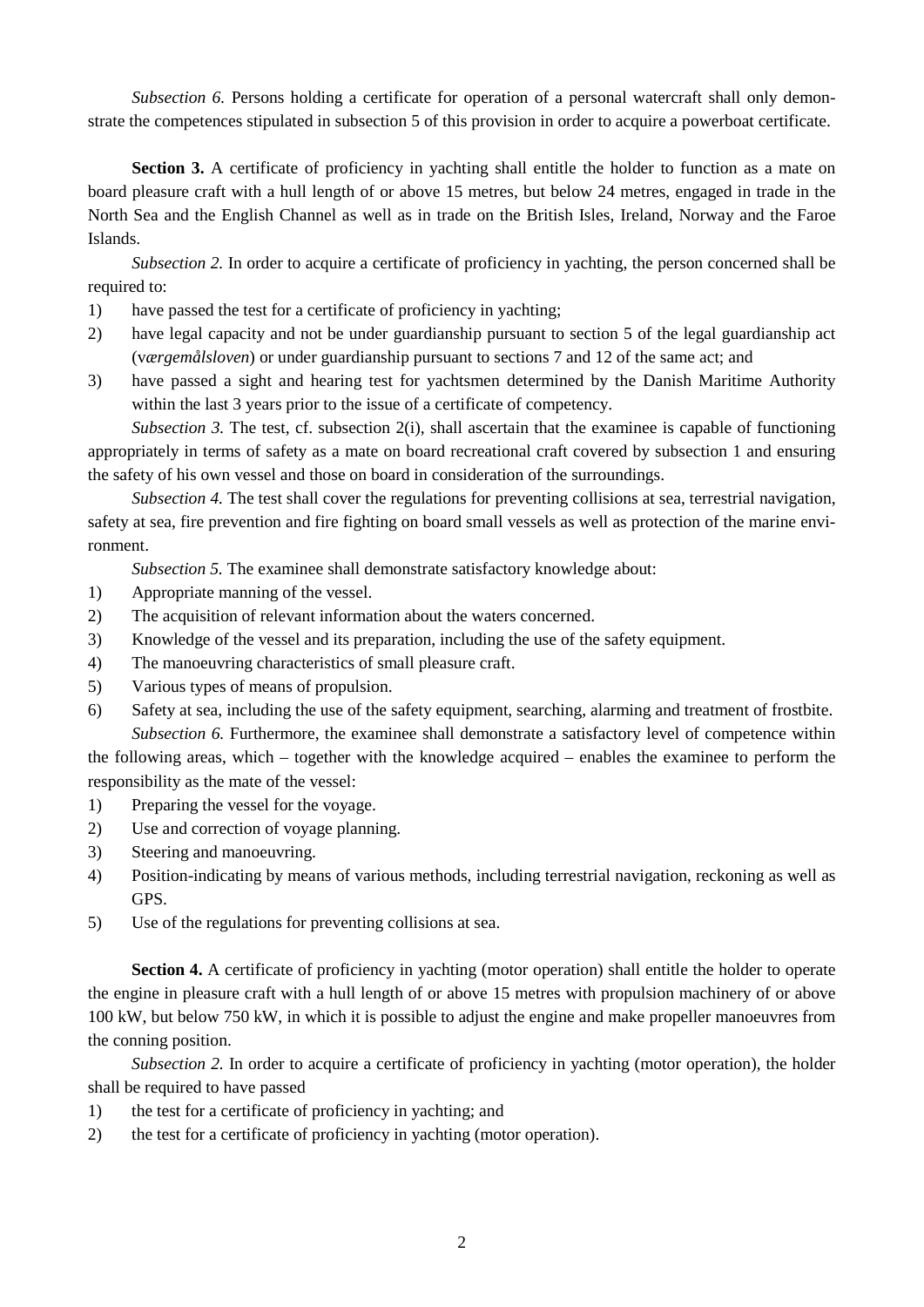*Subsection 6.* Persons holding a certificate for operation of a personal watercraft shall only demonstrate the competences stipulated in subsection 5 of this provision in order to acquire a powerboat certificate.

**Section 3.** A certificate of proficiency in yachting shall entitle the holder to function as a mate on board pleasure craft with a hull length of or above 15 metres, but below 24 metres, engaged in trade in the North Sea and the English Channel as well as in trade on the British Isles, Ireland, Norway and the Faroe Islands.

*Subsection 2.* In order to acquire a certificate of proficiency in yachting, the person concerned shall be required to:

1) have passed the test for a certificate of proficiency in yachting;
2) have legal capacity and not be under guardianship pursuant to section 5 of the legal guardianship act (*værgemålsloven*) or under guardianship pursuant to sections 7 and 12 of the same act; and
3) have passed a sight and hearing test for yachtsmen determined by the Danish Maritime Authority within the last 3 years prior to the issue of a certificate of competency.

*Subsection 3.* The test, cf. subsection 2(i), shall ascertain that the examinee is capable of functioning appropriately in terms of safety as a mate on board recreational craft covered by subsection 1 and ensuring the safety of his own vessel and those on board in consideration of the surroundings.

*Subsection 4.* The test shall cover the regulations for preventing collisions at sea, terrestrial navigation, safety at sea, fire prevention and fire fighting on board small vessels as well as protection of the marine environment.

*Subsection 5.* The examinee shall demonstrate satisfactory knowledge about:

1) Appropriate manning of the vessel.
2) The acquisition of relevant information about the waters concerned.
3) Knowledge of the vessel and its preparation, including the use of the safety equipment.
4) The manoeuvring characteristics of small pleasure craft.
5) Various types of means of propulsion.
6) Safety at sea, including the use of the safety equipment, searching, alarming and treatment of frostbite.

*Subsection 6.* Furthermore, the examinee shall demonstrate a satisfactory level of competence within the following areas, which – together with the knowledge acquired – enables the examinee to perform the responsibility as the mate of the vessel:

1) Preparing the vessel for the voyage.
2) Use and correction of voyage planning.
3) Steering and manoeuvring.
4) Position-indicating by means of various methods, including terrestrial navigation, reckoning as well as GPS.
5) Use of the regulations for preventing collisions at sea.

**Section 4.** A certificate of proficiency in yachting (motor operation) shall entitle the holder to operate the engine in pleasure craft with a hull length of or above 15 metres with propulsion machinery of or above 100 kW, but below 750 kW, in which it is possible to adjust the engine and make propeller manoeuvres from the conning position.

*Subsection 2.* In order to acquire a certificate of proficiency in yachting (motor operation), the holder shall be required to have passed

1) the test for a certificate of proficiency in yachting; and
2) the test for a certificate of proficiency in yachting (motor operation).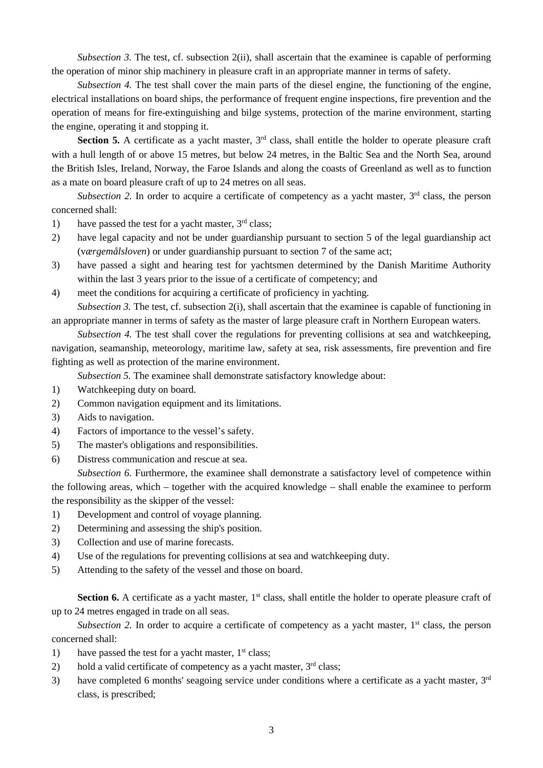*Subsection 3.* The test, cf. subsection 2(ii), shall ascertain that the examinee is capable of performing the operation of minor ship machinery in pleasure craft in an appropriate manner in terms of safety.

*Subsection 4.* The test shall cover the main parts of the diesel engine, the functioning of the engine, electrical installations on board ships, the performance of frequent engine inspections, fire prevention and the operation of means for fire-extinguishing and bilge systems, protection of the marine environment, starting the engine, operating it and stopping it.

**Section 5.** A certificate as a yacht master, 3rd class, shall entitle the holder to operate pleasure craft with a hull length of or above 15 metres, but below 24 metres, in the Baltic Sea and the North Sea, around the British Isles, Ireland, Norway, the Faroe Islands and along the coasts of Greenland as well as to function as a mate on board pleasure craft of up to 24 metres on all seas.

*Subsection 2.* In order to acquire a certificate of competency as a yacht master, 3rd class, the person concerned shall:

1) have passed the test for a yacht master, 3rd class;
2) have legal capacity and not be under guardianship pursuant to section 5 of the legal guardianship act (*værgemålsloven*) or under guardianship pursuant to section 7 of the same act;
3) have passed a sight and hearing test for yachtsmen determined by the Danish Maritime Authority within the last 3 years prior to the issue of a certificate of competency; and
4) meet the conditions for acquiring a certificate of proficiency in yachting.

*Subsection 3.* The test, cf. subsection 2(i), shall ascertain that the examinee is capable of functioning in an appropriate manner in terms of safety as the master of large pleasure craft in Northern European waters.

*Subsection 4.* The test shall cover the regulations for preventing collisions at sea and watchkeeping, navigation, seamanship, meteorology, maritime law, safety at sea, risk assessments, fire prevention and fire fighting as well as protection of the marine environment.

*Subsection 5.* The examinee shall demonstrate satisfactory knowledge about:

1) Watchkeeping duty on board.
2) Common navigation equipment and its limitations.
3) Aids to navigation.
4) Factors of importance to the vessel's safety.
5) The master's obligations and responsibilities.
6) Distress communication and rescue at sea.

*Subsection 6.* Furthermore, the examinee shall demonstrate a satisfactory level of competence within the following areas, which – together with the acquired knowledge – shall enable the examinee to perform the responsibility as the skipper of the vessel:

1) Development and control of voyage planning.
2) Determining and assessing the ship's position.
3) Collection and use of marine forecasts.
4) Use of the regulations for preventing collisions at sea and watchkeeping duty.
5) Attending to the safety of the vessel and those on board.

**Section 6.** A certificate as a yacht master, 1st class, shall entitle the holder to operate pleasure craft of up to 24 metres engaged in trade on all seas.

*Subsection 2.* In order to acquire a certificate of competency as a yacht master, 1st class, the person concerned shall:

1) have passed the test for a yacht master, 1st class;
2) hold a valid certificate of competency as a yacht master, 3rd class;
3) have completed 6 months' seagoing service under conditions where a certificate as a yacht master, 3rd class, is prescribed;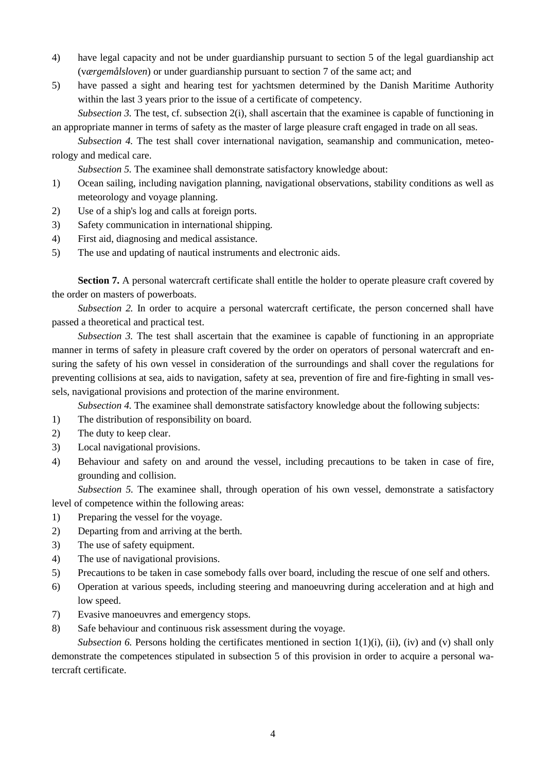4) have legal capacity and not be under guardianship pursuant to section 5 of the legal guardianship act (*værgemålsloven*) or under guardianship pursuant to section 7 of the same act; and
5) have passed a sight and hearing test for yachtsmen determined by the Danish Maritime Authority within the last 3 years prior to the issue of a certificate of competency.

*Subsection 3.* The test, cf. subsection 2(i), shall ascertain that the examinee is capable of functioning in an appropriate manner in terms of safety as the master of large pleasure craft engaged in trade on all seas.

*Subsection 4.* The test shall cover international navigation, seamanship and communication, meteorology and medical care.

*Subsection 5.* The examinee shall demonstrate satisfactory knowledge about:

1) Ocean sailing, including navigation planning, navigational observations, stability conditions as well as meteorology and voyage planning.
2) Use of a ship's log and calls at foreign ports.
3) Safety communication in international shipping.
4) First aid, diagnosing and medical assistance.
5) The use and updating of nautical instruments and electronic aids.

**Section 7.** A personal watercraft certificate shall entitle the holder to operate pleasure craft covered by the order on masters of powerboats.

*Subsection 2.* In order to acquire a personal watercraft certificate, the person concerned shall have passed a theoretical and practical test.

*Subsection 3.* The test shall ascertain that the examinee is capable of functioning in an appropriate manner in terms of safety in pleasure craft covered by the order on operators of personal watercraft and ensuring the safety of his own vessel in consideration of the surroundings and shall cover the regulations for preventing collisions at sea, aids to navigation, safety at sea, prevention of fire and fire-fighting in small vessels, navigational provisions and protection of the marine environment.

*Subsection 4.* The examinee shall demonstrate satisfactory knowledge about the following subjects:

1) The distribution of responsibility on board.
2) The duty to keep clear.
3) Local navigational provisions.
4) Behaviour and safety on and around the vessel, including precautions to be taken in case of fire, grounding and collision.

*Subsection 5.* The examinee shall, through operation of his own vessel, demonstrate a satisfactory level of competence within the following areas:

1) Preparing the vessel for the voyage.
2) Departing from and arriving at the berth.
3) The use of safety equipment.
4) The use of navigational provisions.
5) Precautions to be taken in case somebody falls over board, including the rescue of one self and others.
6) Operation at various speeds, including steering and manoeuvring during acceleration and at high and low speed.
7) Evasive manoeuvres and emergency stops.
8) Safe behaviour and continuous risk assessment during the voyage.

*Subsection 6.* Persons holding the certificates mentioned in section 1(1)(i), (ii), (iv) and (v) shall only demonstrate the competences stipulated in subsection 5 of this provision in order to acquire a personal watercraft certificate.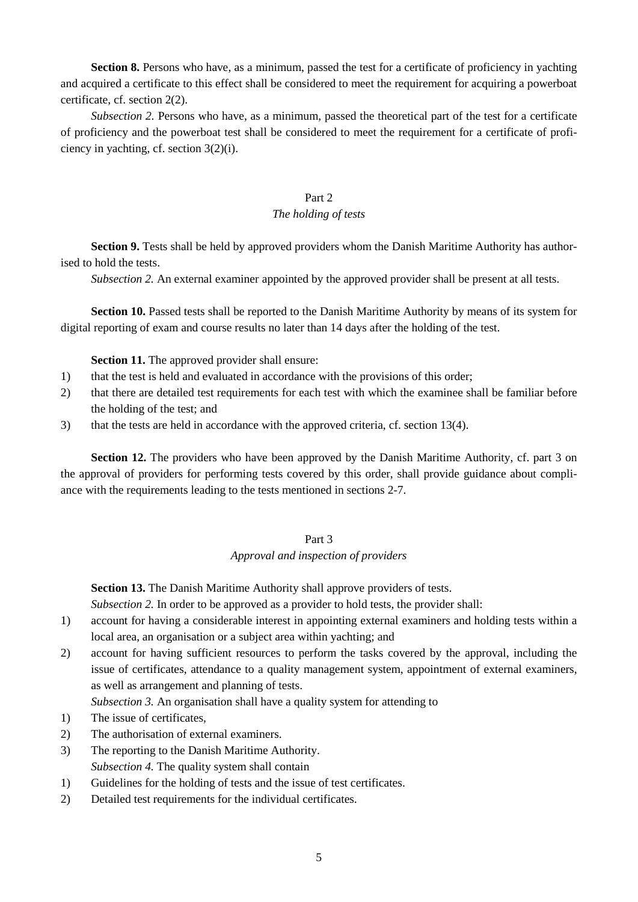**Section 8.** Persons who have, as a minimum, passed the test for a certificate of proficiency in yachting and acquired a certificate to this effect shall be considered to meet the requirement for acquiring a powerboat certificate, cf. section 2(2).

*Subsection 2.* Persons who have, as a minimum, passed the theoretical part of the test for a certificate of proficiency and the powerboat test shall be considered to meet the requirement for a certificate of proficiency in yachting, cf. section 3(2)(i).

## Part 2

### *The holding of tests*

**Section 9.** Tests shall be held by approved providers whom the Danish Maritime Authority has authorised to hold the tests.

*Subsection 2.* An external examiner appointed by the approved provider shall be present at all tests.

**Section 10.** Passed tests shall be reported to the Danish Maritime Authority by means of its system for digital reporting of exam and course results no later than 14 days after the holding of the test.

**Section 11.** The approved provider shall ensure:

1) that the test is held and evaluated in accordance with the provisions of this order;
2) that there are detailed test requirements for each test with which the examinee shall be familiar before the holding of the test; and
3) that the tests are held in accordance with the approved criteria, cf. section 13(4).

**Section 12.** The providers who have been approved by the Danish Maritime Authority, cf. part 3 on the approval of providers for performing tests covered by this order, shall provide guidance about compliance with the requirements leading to the tests mentioned in sections 2-7.

## Part 3

### *Approval and inspection of providers*

**Section 13.** The Danish Maritime Authority shall approve providers of tests.

*Subsection 2.* In order to be approved as a provider to hold tests, the provider shall:

1) account for having a considerable interest in appointing external examiners and holding tests within a local area, an organisation or a subject area within yachting; and
2) account for having sufficient resources to perform the tasks covered by the approval, including the issue of certificates, attendance to a quality management system, appointment of external examiners, as well as arrangement and planning of tests.

*Subsection 3.* An organisation shall have a quality system for attending to

1) The issue of certificates,
2) The authorisation of external examiners.
3) The reporting to the Danish Maritime Authority.

*Subsection 4.* The quality system shall contain

1) Guidelines for the holding of tests and the issue of test certificates.
2) Detailed test requirements for the individual certificates.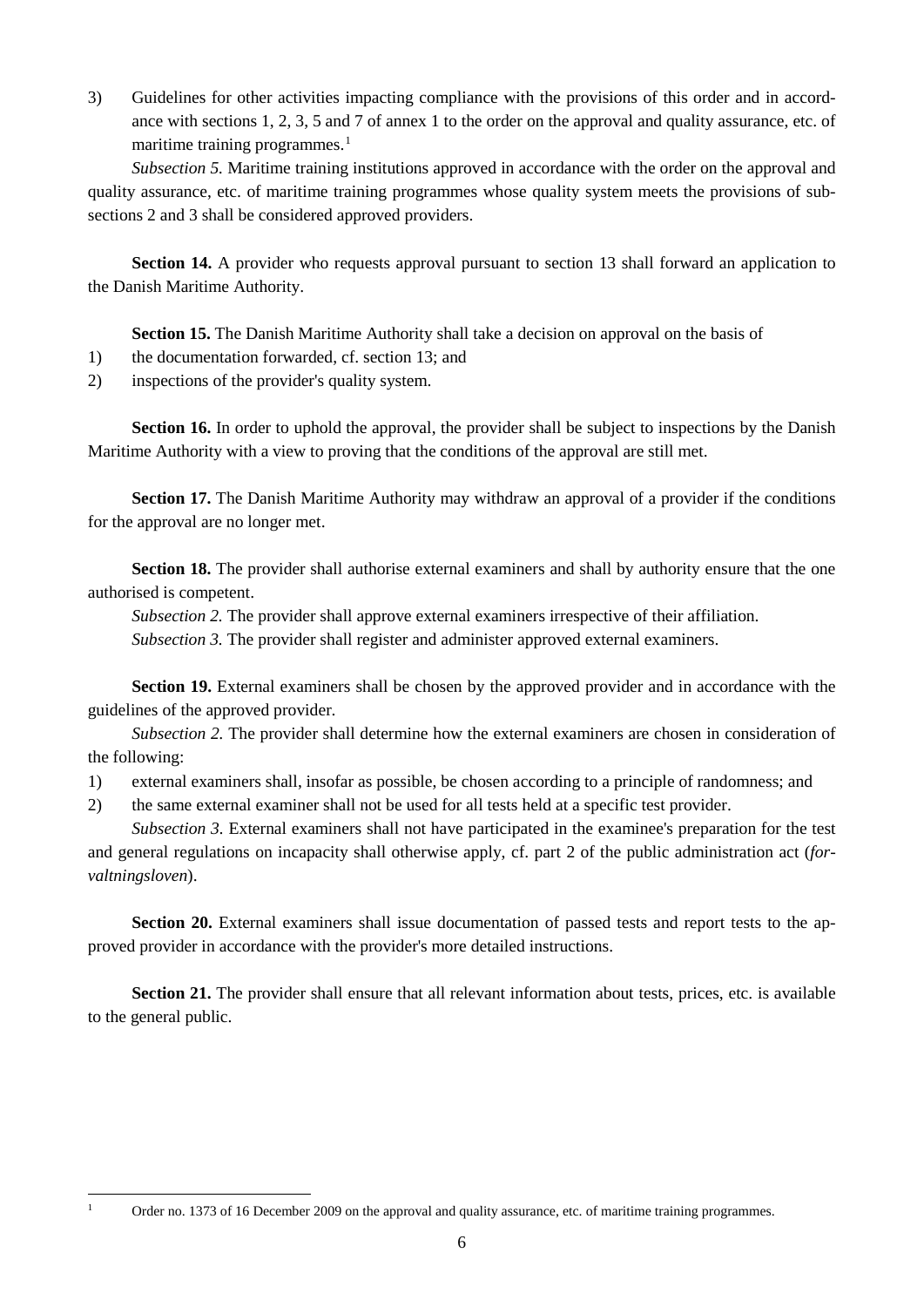3) Guidelines for other activities impacting compliance with the provisions of this order and in accordance with sections 1, 2, 3, 5 and 7 of annex 1 to the order on the approval and quality assurance, etc. of maritime training programmes.[1]

*Subsection 5.* Maritime training institutions approved in accordance with the order on the approval and quality assurance, etc. of maritime training programmes whose quality system meets the provisions of subsections 2 and 3 shall be considered approved providers.

**Section 14.** A provider who requests approval pursuant to section 13 shall forward an application to the Danish Maritime Authority.

**Section 15.** The Danish Maritime Authority shall take a decision on approval on the basis of

1) the documentation forwarded, cf. section 13; and
2) inspections of the provider's quality system.

**Section 16.** In order to uphold the approval, the provider shall be subject to inspections by the Danish Maritime Authority with a view to proving that the conditions of the approval are still met.

**Section 17.** The Danish Maritime Authority may withdraw an approval of a provider if the conditions for the approval are no longer met.

**Section 18.** The provider shall authorise external examiners and shall by authority ensure that the one authorised is competent.

*Subsection 2.* The provider shall approve external examiners irrespective of their affiliation.

*Subsection 3.* The provider shall register and administer approved external examiners.

**Section 19.** External examiners shall be chosen by the approved provider and in accordance with the guidelines of the approved provider.

*Subsection 2.* The provider shall determine how the external examiners are chosen in consideration of the following:

1) external examiners shall, insofar as possible, be chosen according to a principle of randomness; and
2) the same external examiner shall not be used for all tests held at a specific test provider.

*Subsection 3*. External examiners shall not have participated in the examinee's preparation for the test and general regulations on incapacity shall otherwise apply, cf. part 2 of the public administration act (*forvaltningsloven*).

**Section 20.** External examiners shall issue documentation of passed tests and report tests to the approved provider in accordance with the provider's more detailed instructions.

**Section 21.** The provider shall ensure that all relevant information about tests, prices, etc. is available to the general public.

---

[1] Order no. 1373 of 16 December 2009 on the approval and quality assurance, etc. of maritime training programmes.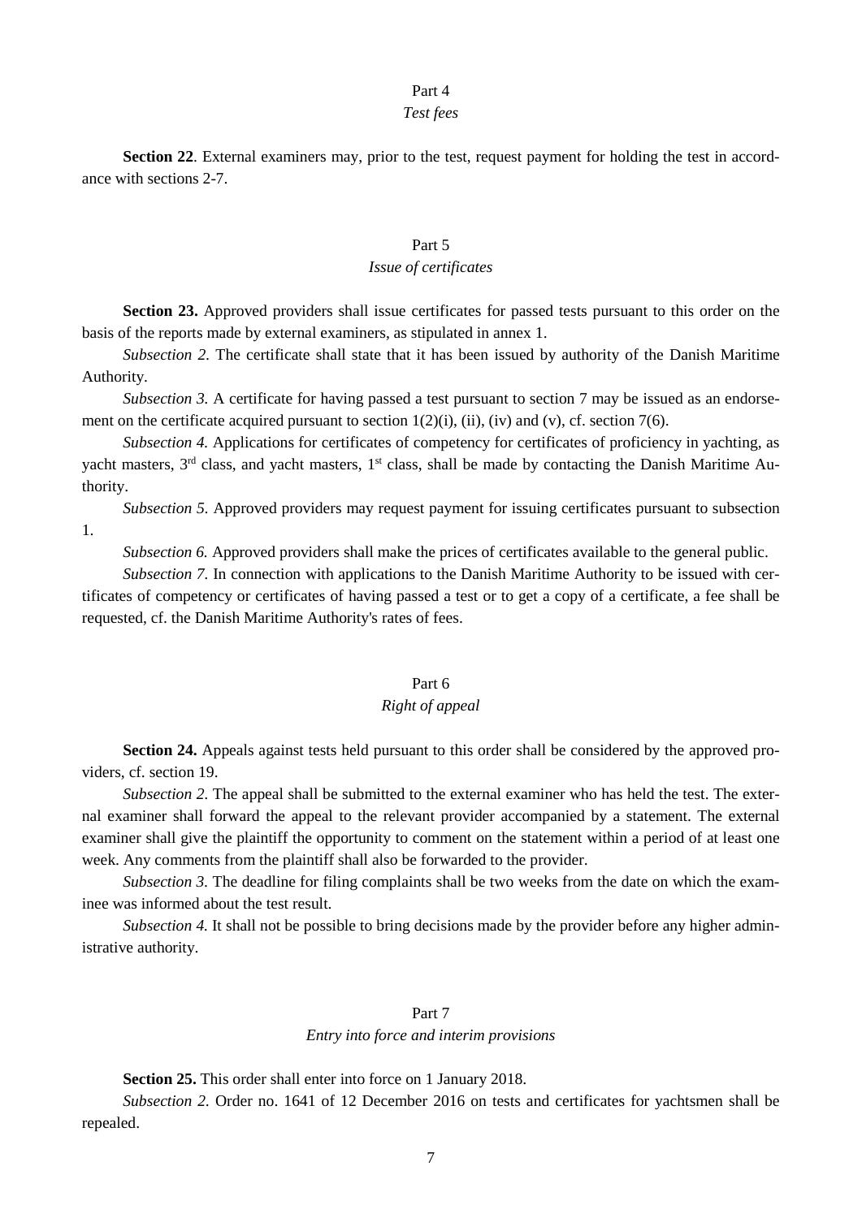## Part 4

### *Test fees*

**Section 22**. External examiners may, prior to the test, request payment for holding the test in accordance with sections 2-7.

## Part 5

### *Issue of certificates*

**Section 23.** Approved providers shall issue certificates for passed tests pursuant to this order on the basis of the reports made by external examiners, as stipulated in annex 1.

*Subsection 2.* The certificate shall state that it has been issued by authority of the Danish Maritime Authority.

*Subsection 3.* A certificate for having passed a test pursuant to section 7 may be issued as an endorsement on the certificate acquired pursuant to section 1(2)(i), (ii), (iv) and (v), cf. section 7(6).

*Subsection 4.* Applications for certificates of competency for certificates of proficiency in yachting, as yacht masters, 3rd class, and yacht masters, 1st class, shall be made by contacting the Danish Maritime Authority.

*Subsection 5.* Approved providers may request payment for issuing certificates pursuant to subsection 1.

*Subsection 6.* Approved providers shall make the prices of certificates available to the general public.

*Subsection 7.* In connection with applications to the Danish Maritime Authority to be issued with certificates of competency or certificates of having passed a test or to get a copy of a certificate, a fee shall be requested, cf. the Danish Maritime Authority's rates of fees.

## Part 6

### *Right of appeal*

**Section 24.** Appeals against tests held pursuant to this order shall be considered by the approved providers, cf. section 19.

*Subsection 2.* The appeal shall be submitted to the external examiner who has held the test. The external examiner shall forward the appeal to the relevant provider accompanied by a statement. The external examiner shall give the plaintiff the opportunity to comment on the statement within a period of at least one week. Any comments from the plaintiff shall also be forwarded to the provider.

*Subsection 3.* The deadline for filing complaints shall be two weeks from the date on which the examinee was informed about the test result.

*Subsection 4.* It shall not be possible to bring decisions made by the provider before any higher administrative authority.

## Part 7

### *Entry into force and interim provisions*

**Section 25.** This order shall enter into force on 1 January 2018.

*Subsection 2.* Order no. 1641 of 12 December 2016 on tests and certificates for yachtsmen shall be repealed.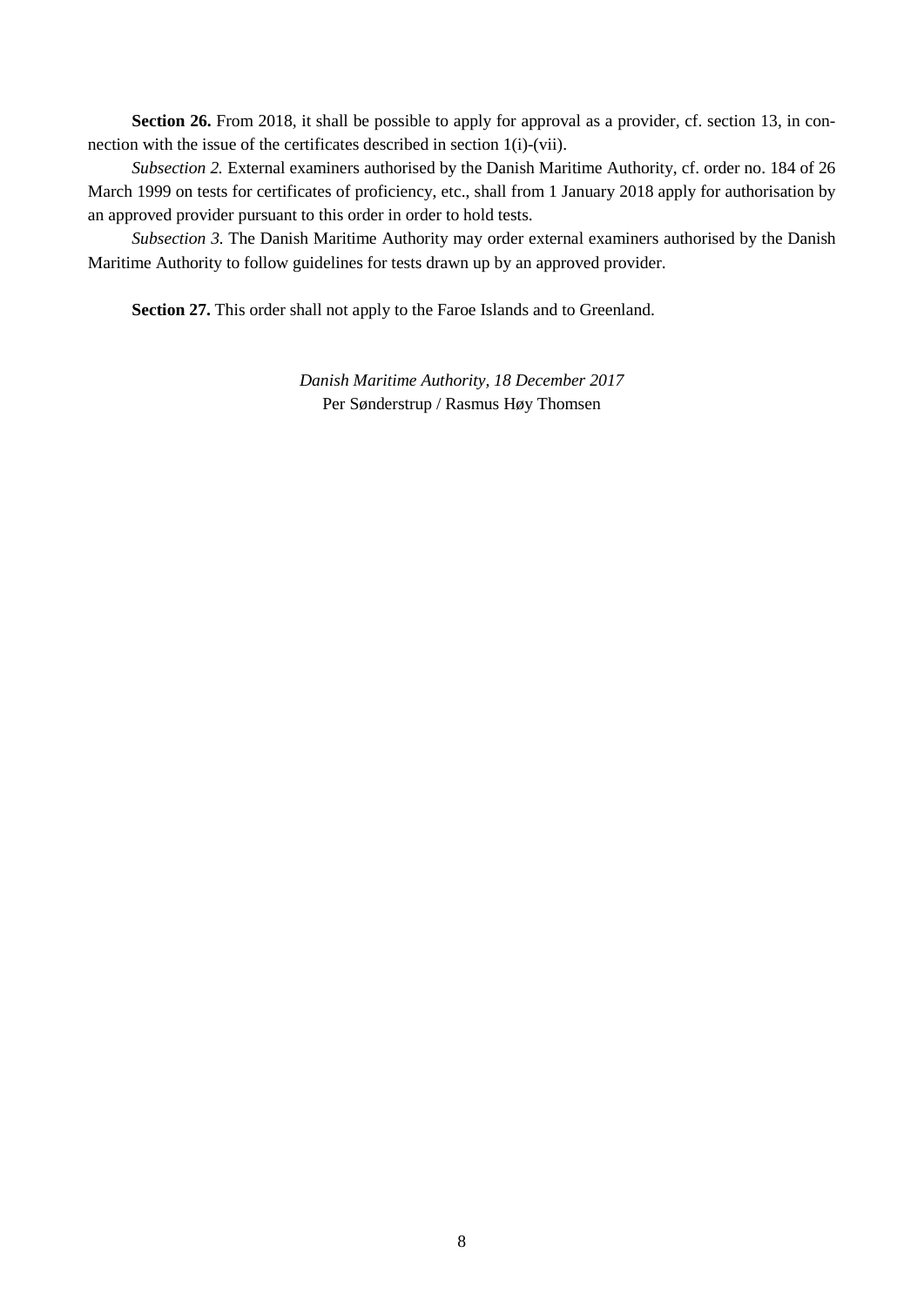**Section 26.** From 2018, it shall be possible to apply for approval as a provider, cf. section 13, in connection with the issue of the certificates described in section 1(i)-(vii).

*Subsection 2.* External examiners authorised by the Danish Maritime Authority, cf. order no. 184 of 26 March 1999 on tests for certificates of proficiency, etc., shall from 1 January 2018 apply for authorisation by an approved provider pursuant to this order in order to hold tests.

*Subsection 3.* The Danish Maritime Authority may order external examiners authorised by the Danish Maritime Authority to follow guidelines for tests drawn up by an approved provider.

**Section 27.** This order shall not apply to the Faroe Islands and to Greenland.

*Danish Maritime Authority, 18 December 2017*
Per Sønderstrup / Rasmus Høy Thomsen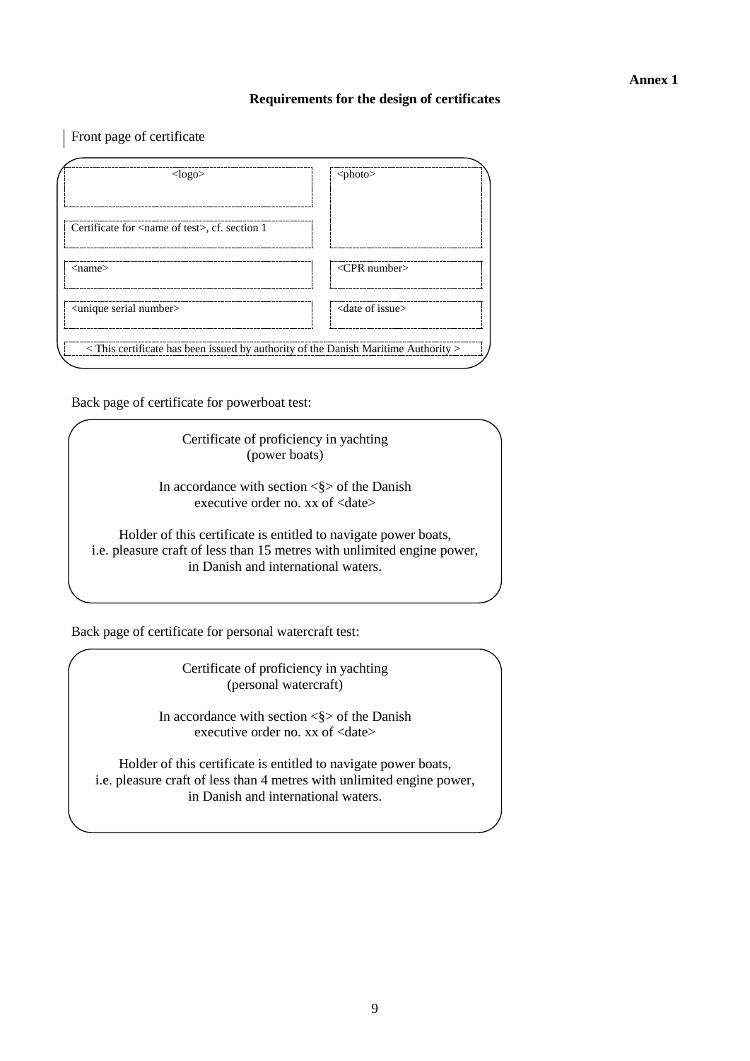**Annex 1**

## Requirements for the design of certificates

Front page of certificate

| <logo> | <photo> |
|---|---|
| Certificate for <name of test>, cf. section 1 | |
| <name> | <CPR number> |
| <unique serial number> | <date of issue> |
| < This certificate has been issued by authority of the Danish Maritime Authority > | |

Back page of certificate for powerboat test:

> Certificate of proficiency in yachting
> (power boats)
>
> In accordance with section <§> of the Danish executive order no. xx of <date>
>
> Holder of this certificate is entitled to navigate power boats, i.e. pleasure craft of less than 15 metres with unlimited engine power, in Danish and international waters.

Back page of certificate for personal watercraft test:

> Certificate of proficiency in yachting
> (personal watercraft)
>
> In accordance with section <§> of the Danish executive order no. xx of <date>
>
> Holder of this certificate is entitled to navigate power boats, i.e. pleasure craft of less than 4 metres with unlimited engine power, in Danish and international waters.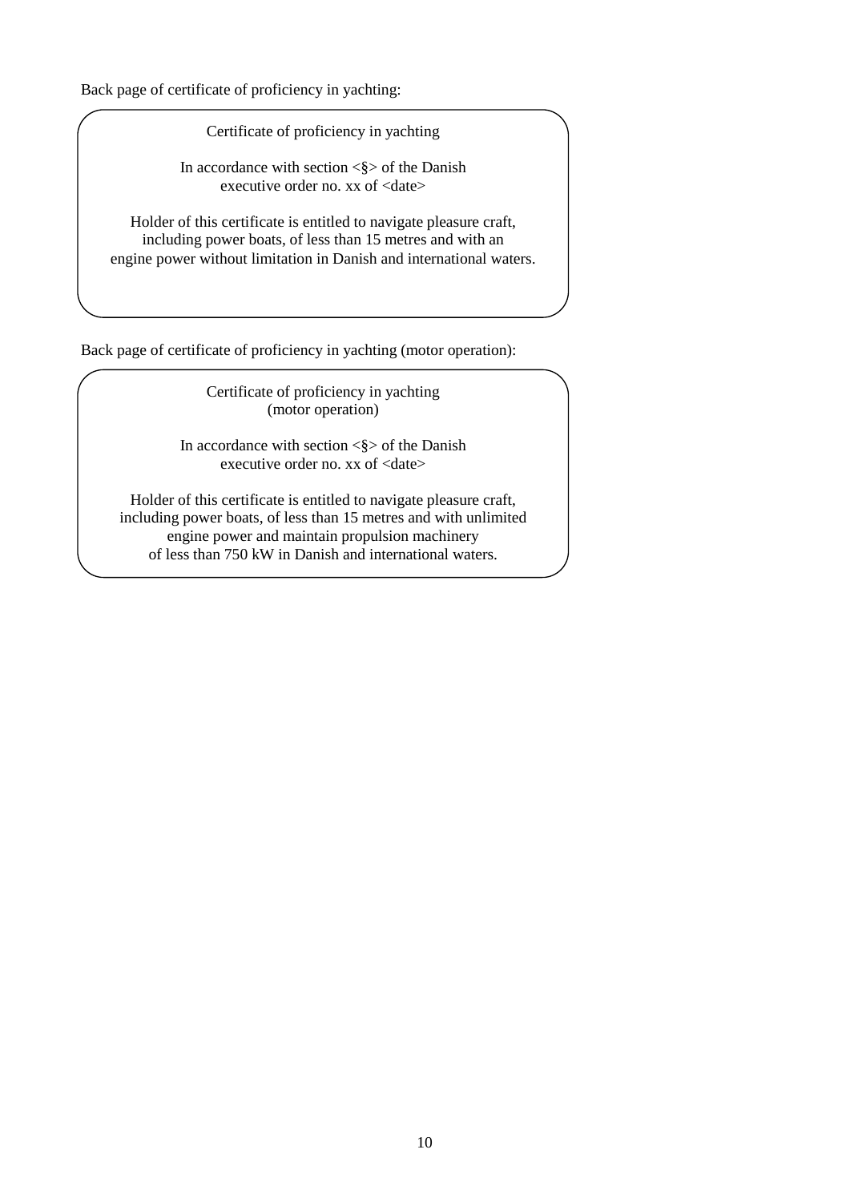Back page of certificate of proficiency in yachting:

Certificate of proficiency in yachting

In accordance with section <§> of the Danish
executive order no. xx of <date>

Holder of this certificate is entitled to navigate pleasure craft, including power boats, of less than 15 metres and with an engine power without limitation in Danish and international waters.

Back page of certificate of proficiency in yachting (motor operation):

Certificate of proficiency in yachting
(motor operation)

In accordance with section <§> of the Danish
executive order no. xx of <date>

Holder of this certificate is entitled to navigate pleasure craft, including power boats, of less than 15 metres and with unlimited engine power and maintain propulsion machinery of less than 750 kW in Danish and international waters.